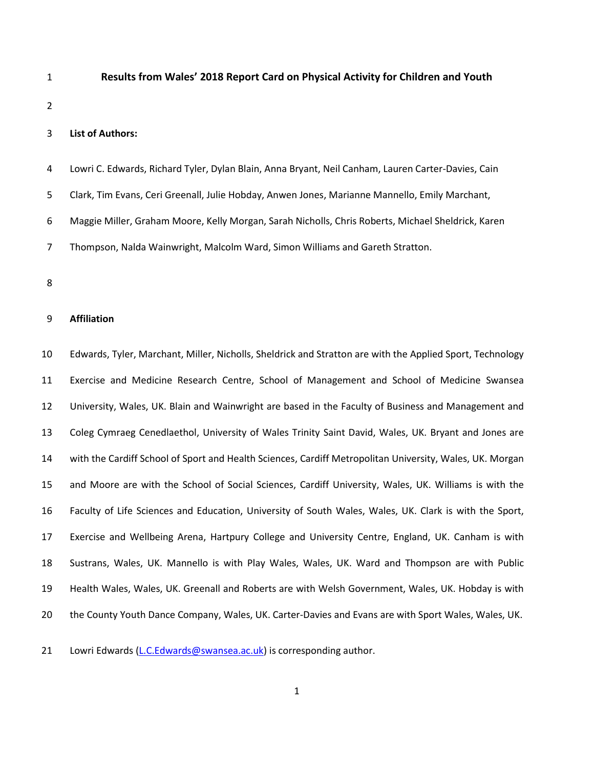# Results from Wales' 2018 Report Card on Physical Activity for Children and Youth

**List of Authors:**

Lowri C. Edwards, Richard Tyler, Dylan Blain, Anna Bryant, Neil Canham, Lauren Carter-Davies, Cain Clark, Tim Evans, Ceri Greenall, Julie Hobday, Anwen Jones, Marianne Mannello, Emily Marchant, Maggie Miller, Graham Moore, Kelly Morgan, Sarah Nicholls, Chris Roberts, Michael Sheldrick, Karen Thompson, Nalda Wainwright, Malcolm Ward, Simon Williams and Gareth Stratton.

**Affiliation**

Edwards, Tyler, Marchant, Miller, Nicholls, Sheldrick and Stratton are with the Applied Sport, Technology Exercise and Medicine Research Centre, School of Management and School of Medicine Swansea University, Wales, UK. Blain and Wainwright are based in the Faculty of Business and Management and Coleg Cymraeg Cenedlaethol, University of Wales Trinity Saint David, Wales, UK. Bryant and Jones are with the Cardiff School of Sport and Health Sciences, Cardiff Metropolitan University, Wales, UK. Morgan and Moore are with the School of Social Sciences, Cardiff University, Wales, UK. Williams is with the Faculty of Life Sciences and Education, University of South Wales, Wales, UK. Clark is with the Sport, Exercise and Wellbeing Arena, Hartpury College and University Centre, England, UK. Canham is with Sustrans, Wales, UK. Mannello is with Play Wales, Wales, UK. Ward and Thompson are with Public Health Wales, Wales, UK. Greenall and Roberts are with Welsh Government, Wales, UK. Hobday is with the County Youth Dance Company, Wales, UK. Carter-Davies and Evans are with Sport Wales, Wales, UK.

Lowri Edwards (L.C.Edwards@swansea.ac.uk) is corresponding author.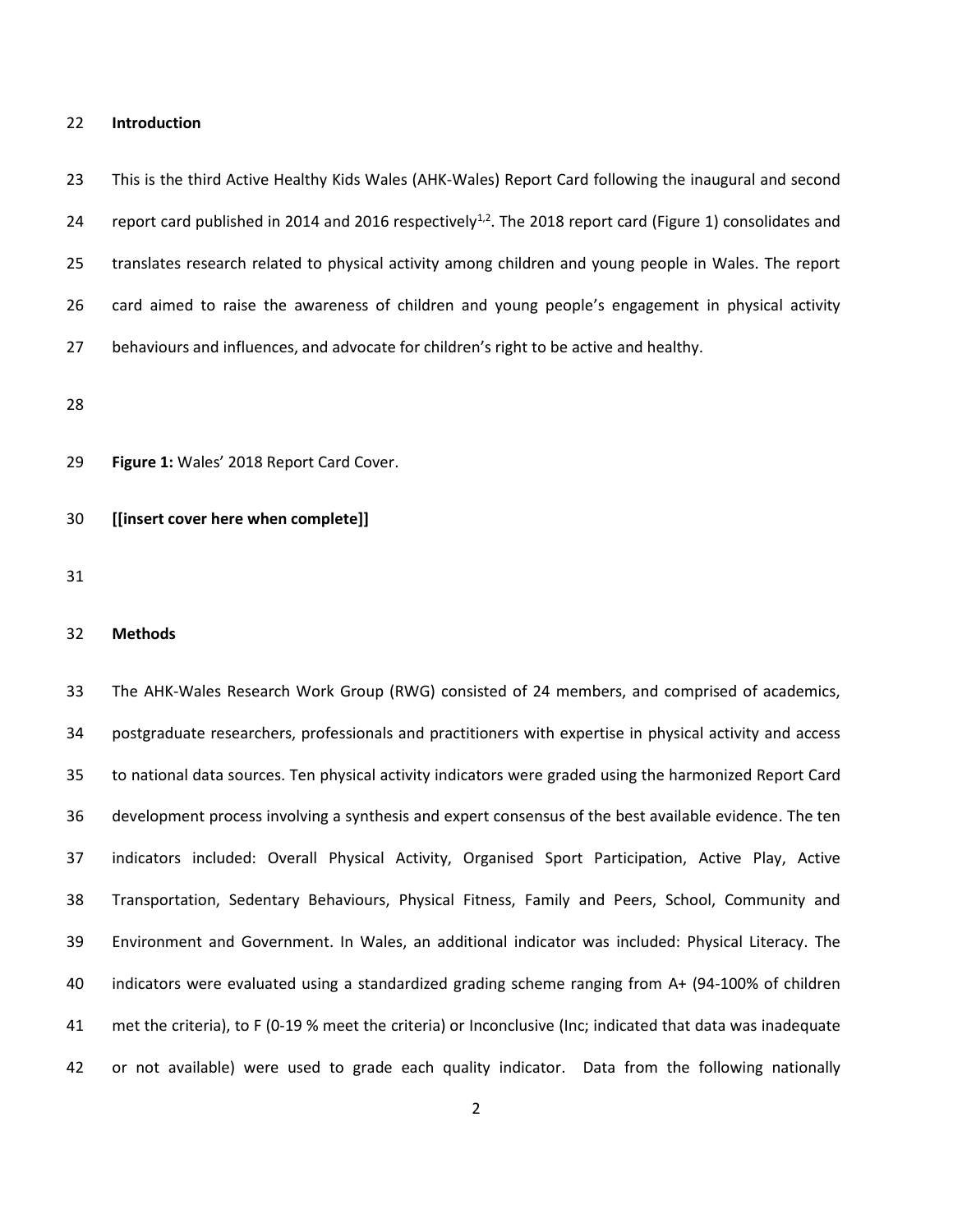## Introduction

This is the third Active Healthy Kids Wales (AHK-Wales) Report Card following the inaugural and second report card published in 2014 and 2016 respectively[1,2]. The 2018 report card (Figure 1) consolidates and translates research related to physical activity among children and young people in Wales. The report card aimed to raise the awareness of children and young people's engagement in physical activity behaviours and influences, and advocate for children's right to be active and healthy.

**Figure 1:** Wales' 2018 Report Card Cover.

**[[insert cover here when complete]]**

## Methods

The AHK-Wales Research Work Group (RWG) consisted of 24 members, and comprised of academics, postgraduate researchers, professionals and practitioners with expertise in physical activity and access to national data sources. Ten physical activity indicators were graded using the harmonized Report Card development process involving a synthesis and expert consensus of the best available evidence. The ten indicators included: Overall Physical Activity, Organised Sport Participation, Active Play, Active Transportation, Sedentary Behaviours, Physical Fitness, Family and Peers, School, Community and Environment and Government. In Wales, an additional indicator was included: Physical Literacy. The indicators were evaluated using a standardized grading scheme ranging from A+ (94-100% of children met the criteria), to F (0-19 % meet the criteria) or Inconclusive (Inc; indicated that data was inadequate or not available) were used to grade each quality indicator. Data from the following nationally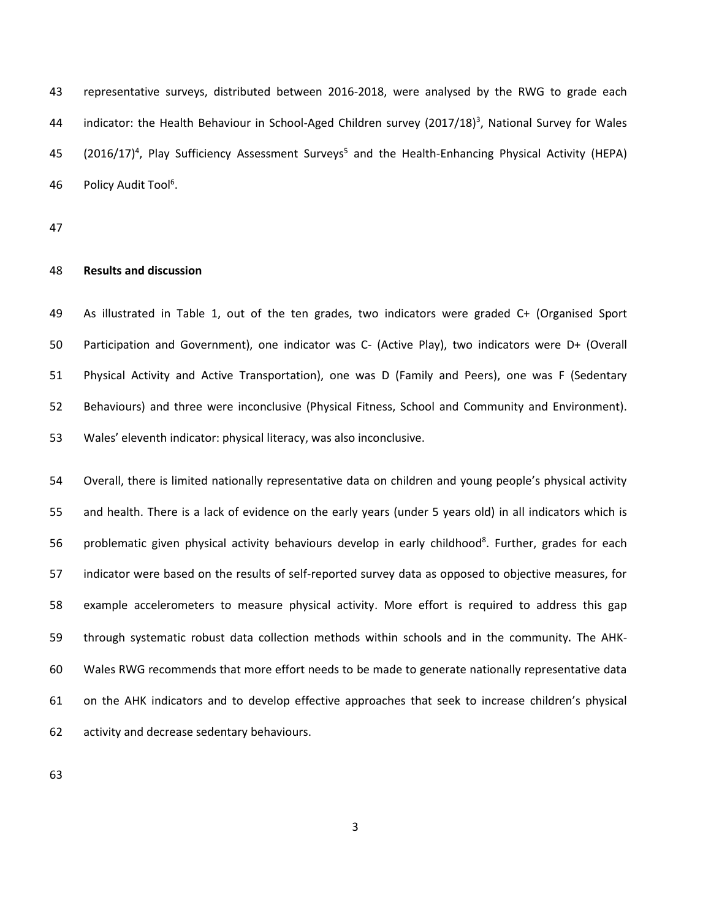representative surveys, distributed between 2016-2018, were analysed by the RWG to grade each indicator: the Health Behaviour in School-Aged Children survey (2017/18)[3], National Survey for Wales (2016/17)[4], Play Sufficiency Assessment Surveys[5] and the Health-Enhancing Physical Activity (HEPA) Policy Audit Tool[6].

## Results and discussion

As illustrated in Table 1, out of the ten grades, two indicators were graded C+ (Organised Sport Participation and Government), one indicator was C- (Active Play), two indicators were D+ (Overall Physical Activity and Active Transportation), one was D (Family and Peers), one was F (Sedentary Behaviours) and three were inconclusive (Physical Fitness, School and Community and Environment). Wales' eleventh indicator: physical literacy, was also inconclusive.

Overall, there is limited nationally representative data on children and young people's physical activity and health. There is a lack of evidence on the early years (under 5 years old) in all indicators which is problematic given physical activity behaviours develop in early childhood[8]. Further, grades for each indicator were based on the results of self-reported survey data as opposed to objective measures, for example accelerometers to measure physical activity. More effort is required to address this gap through systematic robust data collection methods within schools and in the community. The AHK-Wales RWG recommends that more effort needs to be made to generate nationally representative data on the AHK indicators and to develop effective approaches that seek to increase children's physical activity and decrease sedentary behaviours.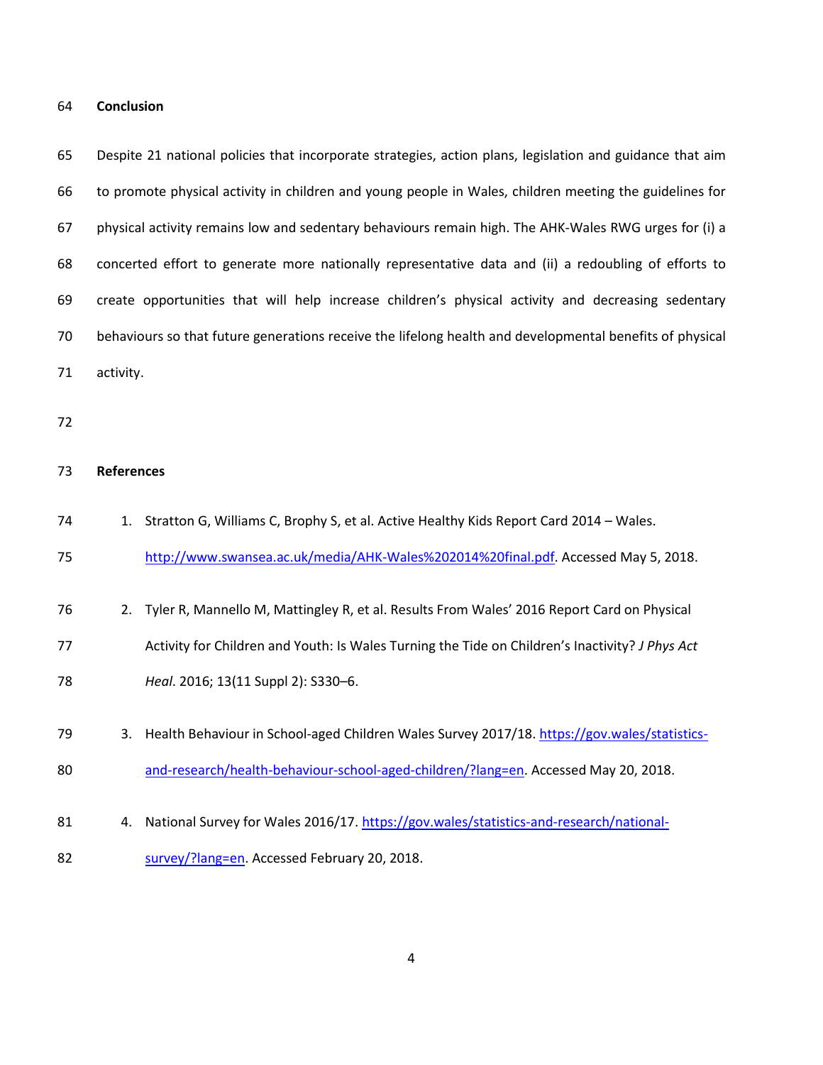## Conclusion

Despite 21 national policies that incorporate strategies, action plans, legislation and guidance that aim to promote physical activity in children and young people in Wales, children meeting the guidelines for physical activity remains low and sedentary behaviours remain high. The AHK-Wales RWG urges for (i) a concerted effort to generate more nationally representative data and (ii) a redoubling of efforts to create opportunities that will help increase children's physical activity and decreasing sedentary behaviours so that future generations receive the lifelong health and developmental benefits of physical activity.

## References

1. Stratton G, Williams C, Brophy S, et al. Active Healthy Kids Report Card 2014 – Wales. http://www.swansea.ac.uk/media/AHK-Wales%202014%20final.pdf. Accessed May 5, 2018.
2. Tyler R, Mannello M, Mattingley R, et al. Results From Wales' 2016 Report Card on Physical Activity for Children and Youth: Is Wales Turning the Tide on Children's Inactivity? *J Phys Act Heal*. 2016; 13(11 Suppl 2): S330–6.
3. Health Behaviour in School-aged Children Wales Survey 2017/18. https://gov.wales/statistics-and-research/health-behaviour-school-aged-children/?lang=en. Accessed May 20, 2018.
4. National Survey for Wales 2016/17. https://gov.wales/statistics-and-research/national-survey/?lang=en. Accessed February 20, 2018.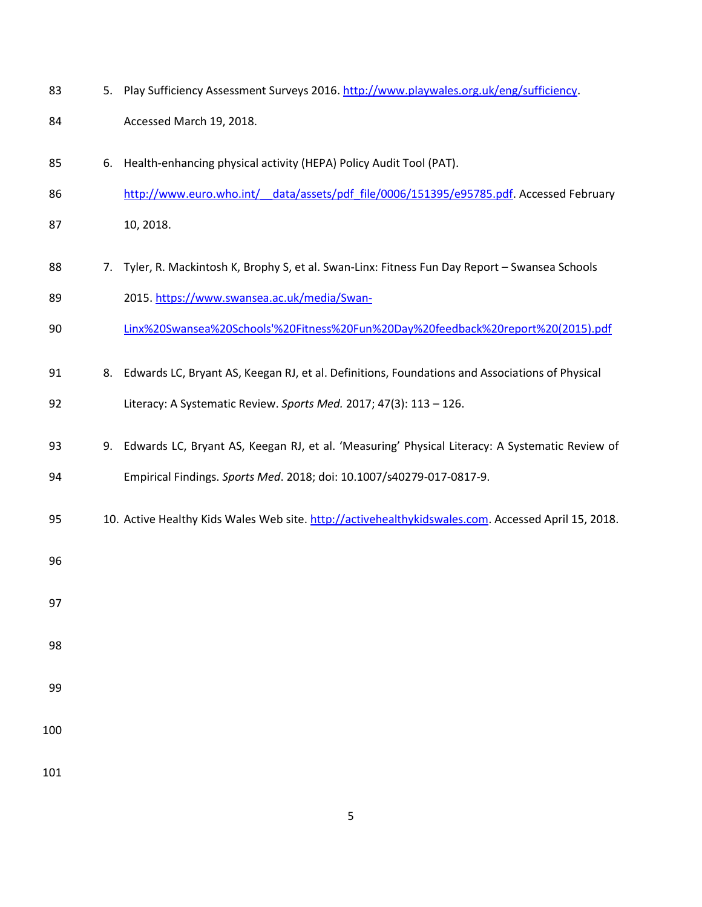5. Play Sufficiency Assessment Surveys 2016. http://www.playwales.org.uk/eng/sufficiency. Accessed March 19, 2018.

6. Health-enhancing physical activity (HEPA) Policy Audit Tool (PAT). http://www.euro.who.int/__data/assets/pdf_file/0006/151395/e95785.pdf. Accessed February 10, 2018.

7. Tyler, R. Mackintosh K, Brophy S, et al. Swan-Linx: Fitness Fun Day Report – Swansea Schools 2015. https://www.swansea.ac.uk/media/Swan-Linx%20Swansea%20Schools'%20Fitness%20Fun%20Day%20feedback%20report%20(2015).pdf

8. Edwards LC, Bryant AS, Keegan RJ, et al. Definitions, Foundations and Associations of Physical Literacy: A Systematic Review. *Sports Med.* 2017; 47(3): 113 – 126.

9. Edwards LC, Bryant AS, Keegan RJ, et al. 'Measuring' Physical Literacy: A Systematic Review of Empirical Findings. *Sports Med*. 2018; doi: 10.1007/s40279-017-0817-9.

10. Active Healthy Kids Wales Web site. http://activehealthykidswales.com. Accessed April 15, 2018.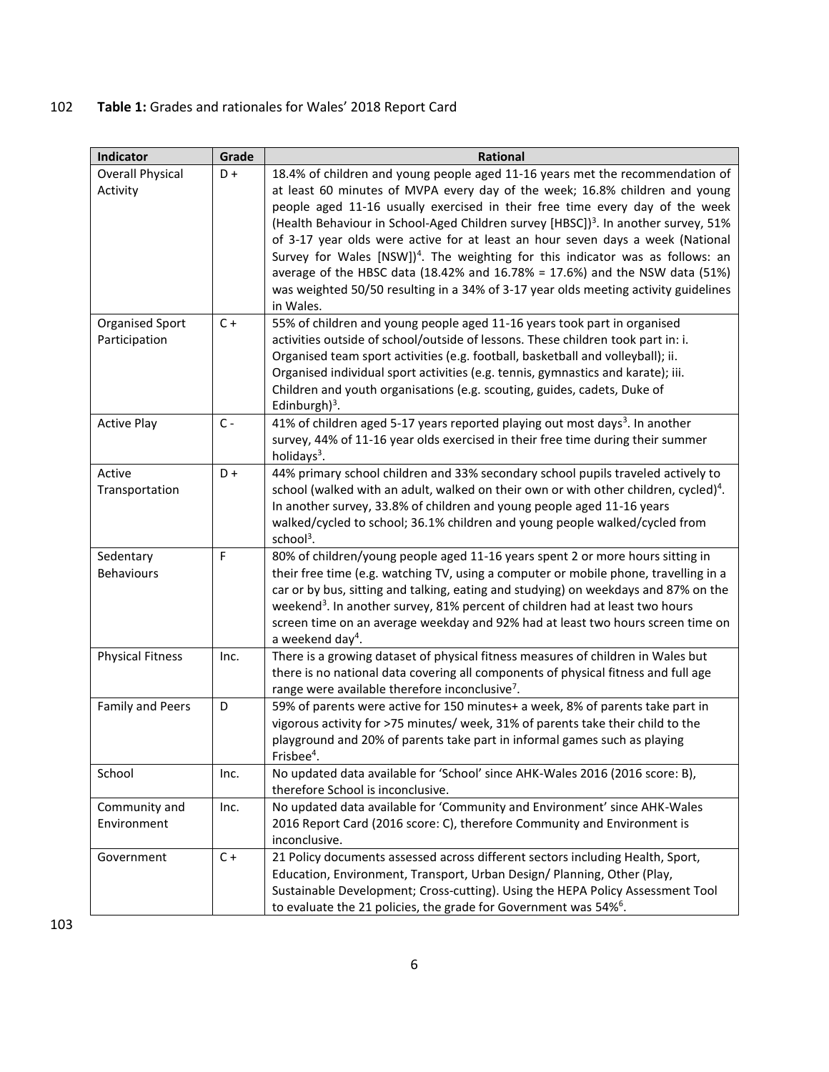**Table 1:** Grades and rationales for Wales' 2018 Report Card

| Indicator | Grade | Rational |
|---|---|---|
| Overall Physical Activity | D + | 18.4% of children and young people aged 11-16 years met the recommendation of at least 60 minutes of MVPA every day of the week; 16.8% children and young people aged 11-16 usually exercised in their free time every day of the week (Health Behaviour in School-Aged Children survey [HBSC])[3]. In another survey, 51% of 3-17 year olds were active for at least an hour seven days a week (National Survey for Wales [NSW])[4]. The weighting for this indicator was as follows: an average of the HBSC data (18.42% and 16.78% = 17.6%) and the NSW data (51%) was weighted 50/50 resulting in a 34% of 3-17 year olds meeting activity guidelines in Wales. |
| Organised Sport Participation | C + | 55% of children and young people aged 11-16 years took part in organised activities outside of school/outside of lessons. These children took part in: i. Organised team sport activities (e.g. football, basketball and volleyball); ii. Organised individual sport activities (e.g. tennis, gymnastics and karate); iii. Children and youth organisations (e.g. scouting, guides, cadets, Duke of Edinburgh)[3]. |
| Active Play | C - | 41% of children aged 5-17 years reported playing out most days[3]. In another survey, 44% of 11-16 year olds exercised in their free time during their summer holidays[3]. |
| Active Transportation | D + | 44% primary school children and 33% secondary school pupils traveled actively to school (walked with an adult, walked on their own or with other children, cycled)[4]. In another survey, 33.8% of children and young people aged 11-16 years walked/cycled to school; 36.1% children and young people walked/cycled from school[3]. |
| Sedentary Behaviours | F | 80% of children/young people aged 11-16 years spent 2 or more hours sitting in their free time (e.g. watching TV, using a computer or mobile phone, travelling in a car or by bus, sitting and talking, eating and studying) on weekdays and 87% on the weekend[3]. In another survey, 81% percent of children had at least two hours screen time on an average weekday and 92% had at least two hours screen time on a weekend day[4]. |
| Physical Fitness | Inc. | There is a growing dataset of physical fitness measures of children in Wales but there is no national data covering all components of physical fitness and full age range were available therefore inconclusive[7]. |
| Family and Peers | D | 59% of parents were active for 150 minutes+ a week, 8% of parents take part in vigorous activity for >75 minutes/ week, 31% of parents take their child to the playground and 20% of parents take part in informal games such as playing Frisbee[4]. |
| School | Inc. | No updated data available for 'School' since AHK-Wales 2016 (2016 score: B), therefore School is inconclusive. |
| Community and Environment | Inc. | No updated data available for 'Community and Environment' since AHK-Wales 2016 Report Card (2016 score: C), therefore Community and Environment is inconclusive. |
| Government | C + | 21 Policy documents assessed across different sectors including Health, Sport, Education, Environment, Transport, Urban Design/ Planning, Other (Play, Sustainable Development; Cross-cutting). Using the HEPA Policy Assessment Tool to evaluate the 21 policies, the grade for Government was 54%[6]. |